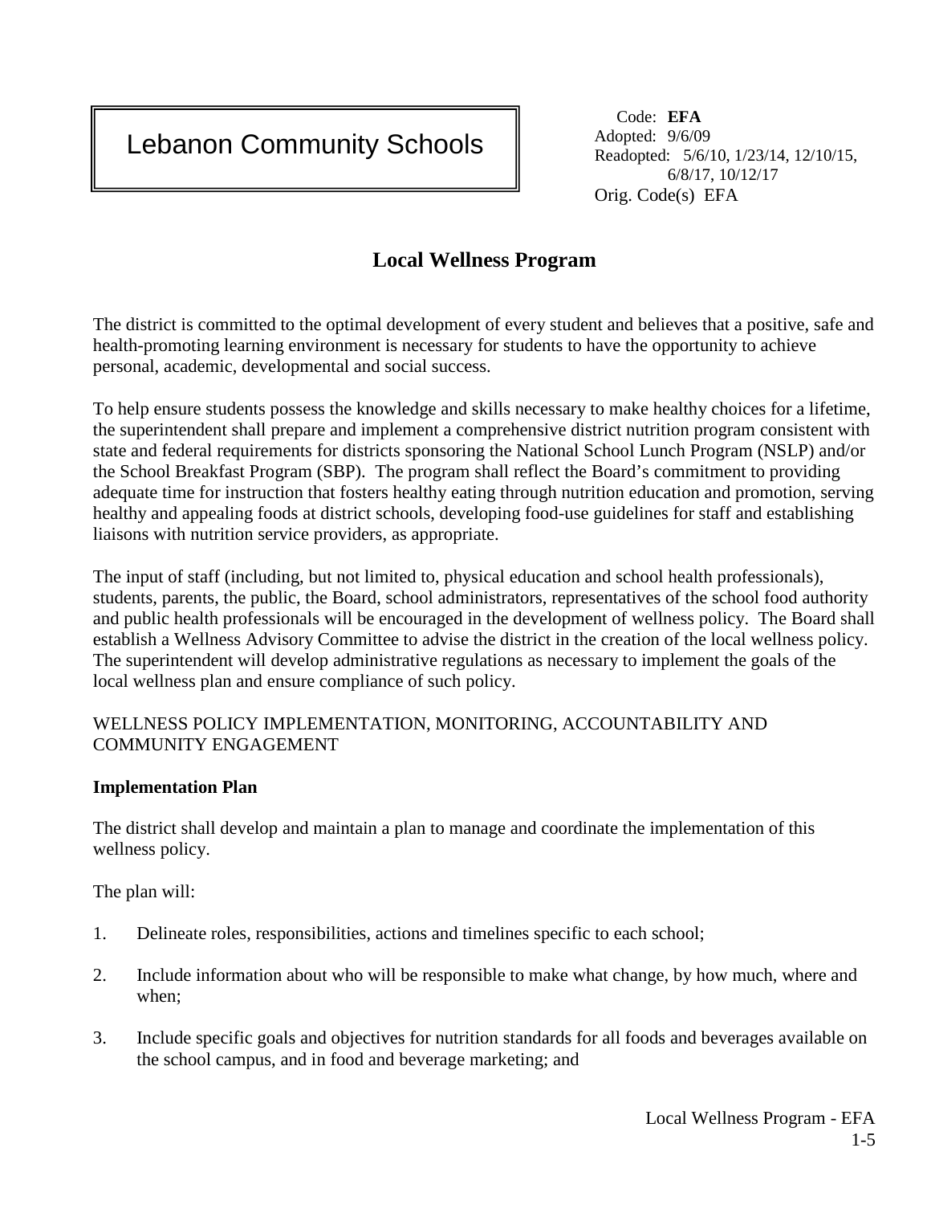# Lebanon Community Schools

Code: **EFA**
Adopted: 9/6/09
Readopted: 5/6/10, 1/23/14, 12/10/15, 6/8/17, 10/12/17
Orig. Code(s) EFA

## Local Wellness Program

The district is committed to the optimal development of every student and believes that a positive, safe and health-promoting learning environment is necessary for students to have the opportunity to achieve personal, academic, developmental and social success.

To help ensure students possess the knowledge and skills necessary to make healthy choices for a lifetime, the superintendent shall prepare and implement a comprehensive district nutrition program consistent with state and federal requirements for districts sponsoring the National School Lunch Program (NSLP) and/or the School Breakfast Program (SBP). The program shall reflect the Board's commitment to providing adequate time for instruction that fosters healthy eating through nutrition education and promotion, serving healthy and appealing foods at district schools, developing food-use guidelines for staff and establishing liaisons with nutrition service providers, as appropriate.

The input of staff (including, but not limited to, physical education and school health professionals), students, parents, the public, the Board, school administrators, representatives of the school food authority and public health professionals will be encouraged in the development of wellness policy. The Board shall establish a Wellness Advisory Committee to advise the district in the creation of the local wellness policy. The superintendent will develop administrative regulations as necessary to implement the goals of the local wellness plan and ensure compliance of such policy.

WELLNESS POLICY IMPLEMENTATION, MONITORING, ACCOUNTABILITY AND COMMUNITY ENGAGEMENT

**Implementation Plan**

The district shall develop and maintain a plan to manage and coordinate the implementation of this wellness policy.

The plan will:

1. Delineate roles, responsibilities, actions and timelines specific to each school;
2. Include information about who will be responsible to make what change, by how much, where and when;
3. Include specific goals and objectives for nutrition standards for all foods and beverages available on the school campus, and in food and beverage marketing; and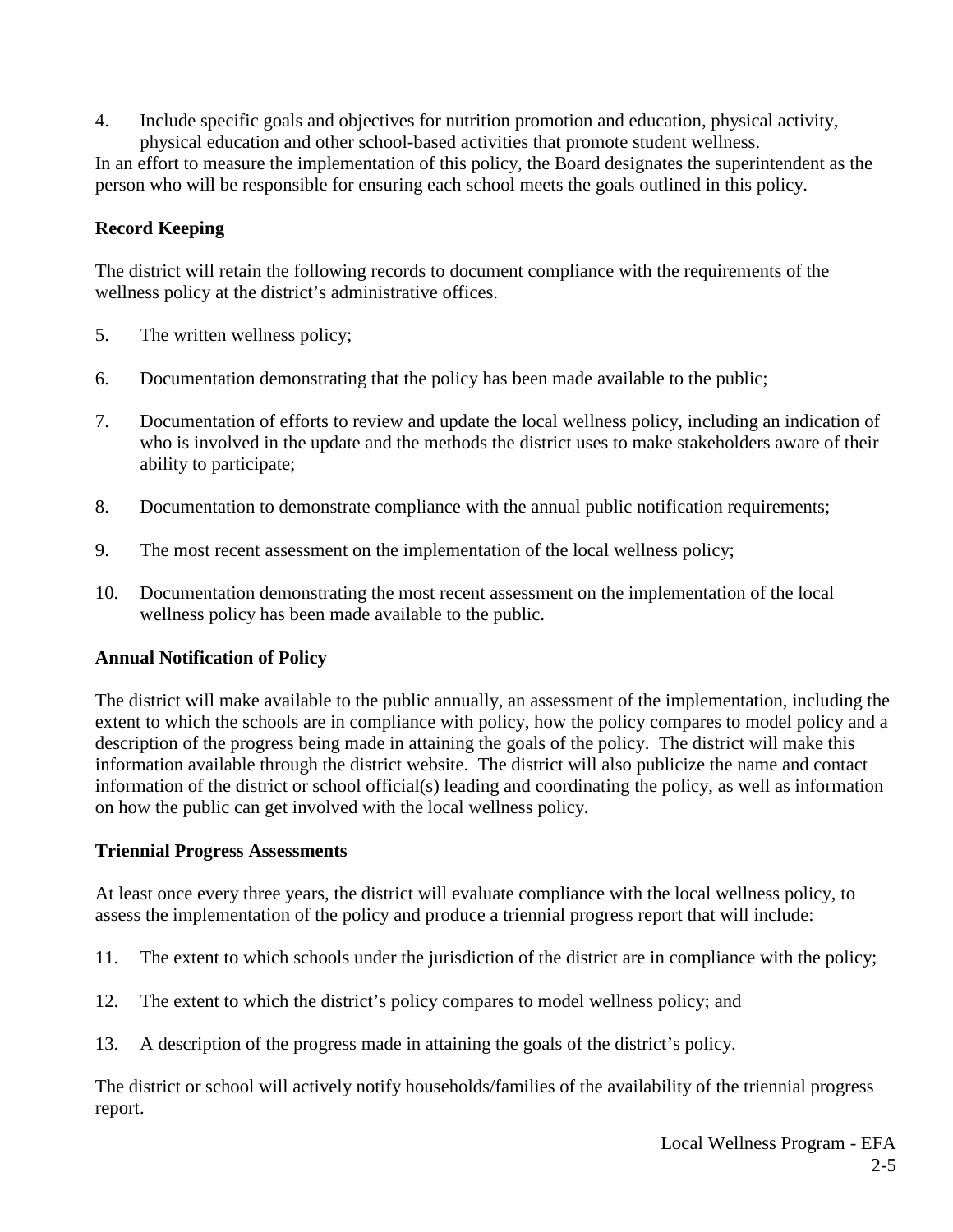4. Include specific goals and objectives for nutrition promotion and education, physical activity, physical education and other school-based activities that promote student wellness.

In an effort to measure the implementation of this policy, the Board designates the superintendent as the person who will be responsible for ensuring each school meets the goals outlined in this policy.

**Record Keeping**

The district will retain the following records to document compliance with the requirements of the wellness policy at the district's administrative offices.

5. The written wellness policy;
6. Documentation demonstrating that the policy has been made available to the public;
7. Documentation of efforts to review and update the local wellness policy, including an indication of who is involved in the update and the methods the district uses to make stakeholders aware of their ability to participate;
8. Documentation to demonstrate compliance with the annual public notification requirements;
9. The most recent assessment on the implementation of the local wellness policy;
10. Documentation demonstrating the most recent assessment on the implementation of the local wellness policy has been made available to the public.

**Annual Notification of Policy**

The district will make available to the public annually, an assessment of the implementation, including the extent to which the schools are in compliance with policy, how the policy compares to model policy and a description of the progress being made in attaining the goals of the policy. The district will make this information available through the district website. The district will also publicize the name and contact information of the district or school official(s) leading and coordinating the policy, as well as information on how the public can get involved with the local wellness policy.

**Triennial Progress Assessments**

At least once every three years, the district will evaluate compliance with the local wellness policy, to assess the implementation of the policy and produce a triennial progress report that will include:

11. The extent to which schools under the jurisdiction of the district are in compliance with the policy;
12. The extent to which the district's policy compares to model wellness policy; and
13. A description of the progress made in attaining the goals of the district's policy.

The district or school will actively notify households/families of the availability of the triennial progress report.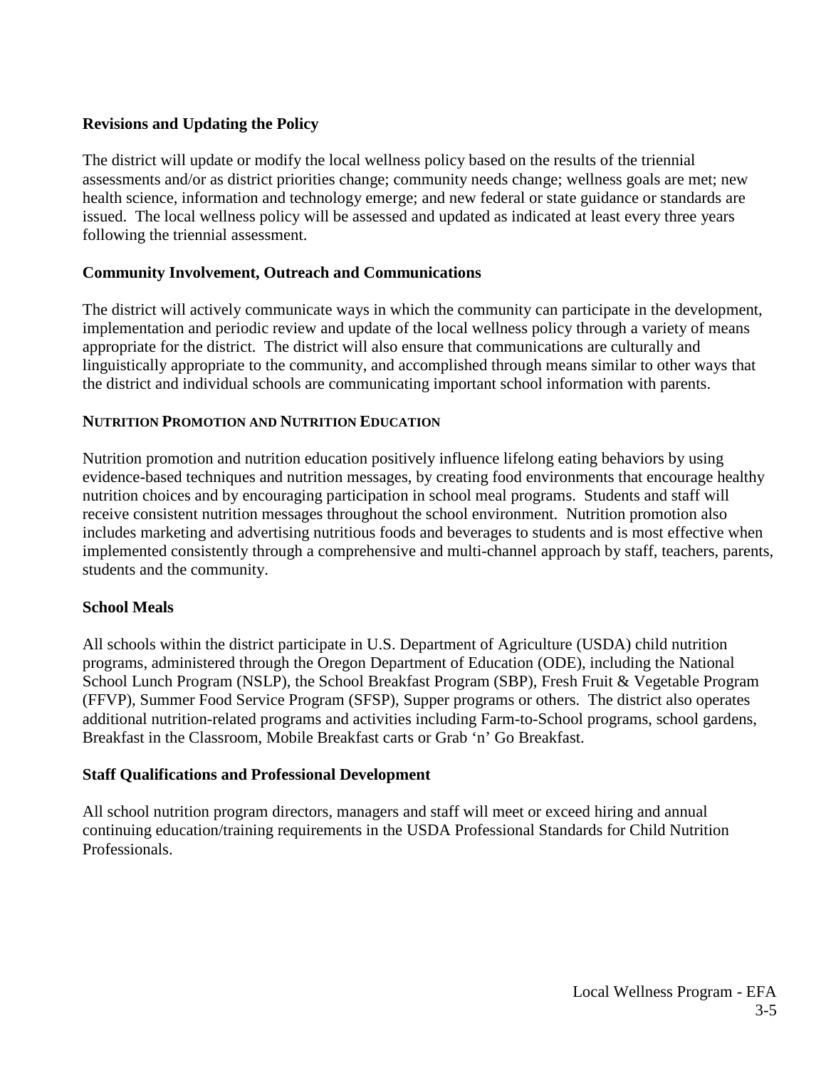### Revisions and Updating the Policy

The district will update or modify the local wellness policy based on the results of the triennial assessments and/or as district priorities change; community needs change; wellness goals are met; new health science, information and technology emerge; and new federal or state guidance or standards are issued. The local wellness policy will be assessed and updated as indicated at least every three years following the triennial assessment.

### Community Involvement, Outreach and Communications

The district will actively communicate ways in which the community can participate in the development, implementation and periodic review and update of the local wellness policy through a variety of means appropriate for the district. The district will also ensure that communications are culturally and linguistically appropriate to the community, and accomplished through means similar to other ways that the district and individual schools are communicating important school information with parents.

## NUTRITION PROMOTION AND NUTRITION EDUCATION

Nutrition promotion and nutrition education positively influence lifelong eating behaviors by using evidence-based techniques and nutrition messages, by creating food environments that encourage healthy nutrition choices and by encouraging participation in school meal programs. Students and staff will receive consistent nutrition messages throughout the school environment. Nutrition promotion also includes marketing and advertising nutritious foods and beverages to students and is most effective when implemented consistently through a comprehensive and multi-channel approach by staff, teachers, parents, students and the community.

### School Meals

All schools within the district participate in U.S. Department of Agriculture (USDA) child nutrition programs, administered through the Oregon Department of Education (ODE), including the National School Lunch Program (NSLP), the School Breakfast Program (SBP), Fresh Fruit & Vegetable Program (FFVP), Summer Food Service Program (SFSP), Supper programs or others. The district also operates additional nutrition-related programs and activities including Farm-to-School programs, school gardens, Breakfast in the Classroom, Mobile Breakfast carts or Grab 'n' Go Breakfast.

### Staff Qualifications and Professional Development

All school nutrition program directors, managers and staff will meet or exceed hiring and annual continuing education/training requirements in the USDA Professional Standards for Child Nutrition Professionals.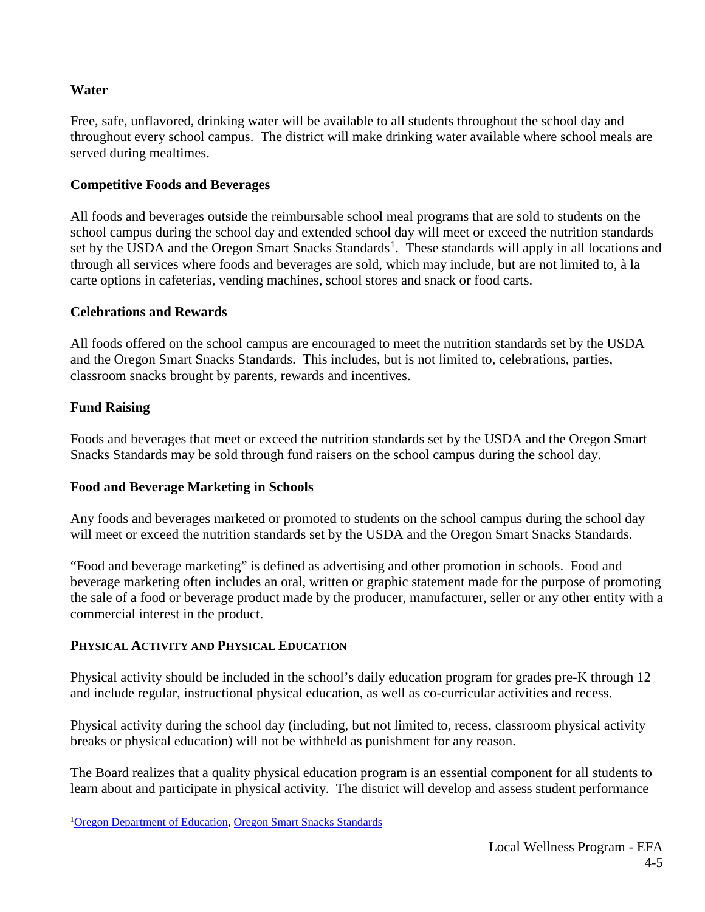### Water

Free, safe, unflavored, drinking water will be available to all students throughout the school day and throughout every school campus. The district will make drinking water available where school meals are served during mealtimes.

### Competitive Foods and Beverages

All foods and beverages outside the reimbursable school meal programs that are sold to students on the school campus during the school day and extended school day will meet or exceed the nutrition standards set by the USDA and the Oregon Smart Snacks Standards[1]. These standards will apply in all locations and through all services where foods and beverages are sold, which may include, but are not limited to, à la carte options in cafeterias, vending machines, school stores and snack or food carts.

### Celebrations and Rewards

All foods offered on the school campus are encouraged to meet the nutrition standards set by the USDA and the Oregon Smart Snacks Standards. This includes, but is not limited to, celebrations, parties, classroom snacks brought by parents, rewards and incentives.

### Fund Raising

Foods and beverages that meet or exceed the nutrition standards set by the USDA and the Oregon Smart Snacks Standards may be sold through fund raisers on the school campus during the school day.

### Food and Beverage Marketing in Schools

Any foods and beverages marketed or promoted to students on the school campus during the school day will meet or exceed the nutrition standards set by the USDA and the Oregon Smart Snacks Standards.

"Food and beverage marketing" is defined as advertising and other promotion in schools. Food and beverage marketing often includes an oral, written or graphic statement made for the purpose of promoting the sale of a food or beverage product made by the producer, manufacturer, seller or any other entity with a commercial interest in the product.

## Physical Activity and Physical Education

Physical activity should be included in the school's daily education program for grades pre-K through 12 and include regular, instructional physical education, as well as co-curricular activities and recess.

Physical activity during the school day (including, but not limited to, recess, classroom physical activity breaks or physical education) will not be withheld as punishment for any reason.

The Board realizes that a quality physical education program is an essential component for all students to learn about and participate in physical activity. The district will develop and assess student performance

[1] Oregon Department of Education, Oregon Smart Snacks Standards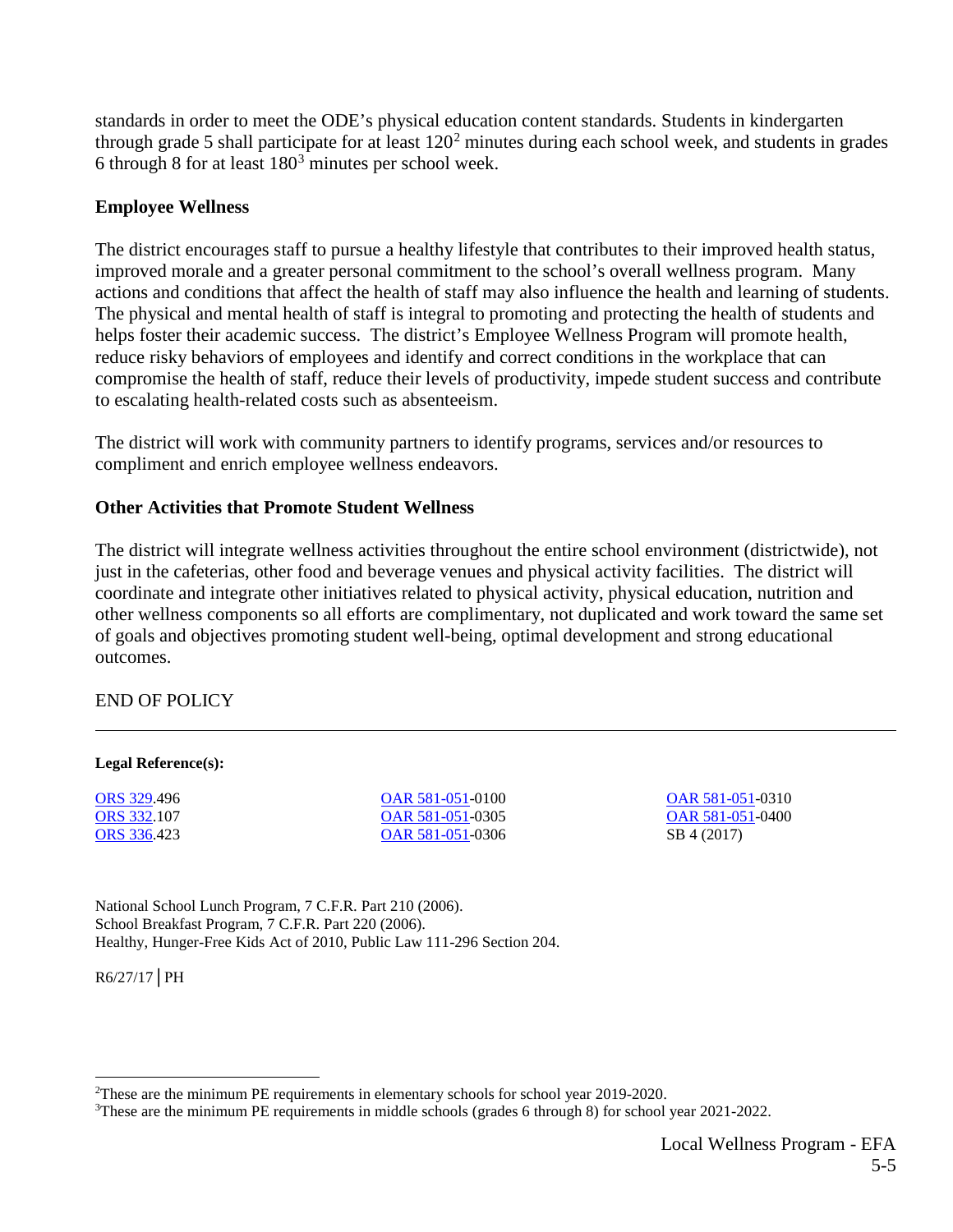standards in order to meet the ODE's physical education content standards. Students in kindergarten through grade 5 shall participate for at least 120[2] minutes during each school week, and students in grades 6 through 8 for at least 180[3] minutes per school week.

**Employee Wellness**

The district encourages staff to pursue a healthy lifestyle that contributes to their improved health status, improved morale and a greater personal commitment to the school's overall wellness program. Many actions and conditions that affect the health of staff may also influence the health and learning of students. The physical and mental health of staff is integral to promoting and protecting the health of students and helps foster their academic success. The district's Employee Wellness Program will promote health, reduce risky behaviors of employees and identify and correct conditions in the workplace that can compromise the health of staff, reduce their levels of productivity, impede student success and contribute to escalating health-related costs such as absenteeism.

The district will work with community partners to identify programs, services and/or resources to compliment and enrich employee wellness endeavors.

**Other Activities that Promote Student Wellness**

The district will integrate wellness activities throughout the entire school environment (districtwide), not just in the cafeterias, other food and beverage venues and physical activity facilities. The district will coordinate and integrate other initiatives related to physical activity, physical education, nutrition and other wellness components so all efforts are complimentary, not duplicated and work toward the same set of goals and objectives promoting student well-being, optimal development and strong educational outcomes.

END OF POLICY

---

**Legal Reference(s):**

| | | |
|---|---|---|
| ORS 329.496 | OAR 581-051-0100 | OAR 581-051-0310 |
| ORS 332.107 | OAR 581-051-0305 | OAR 581-051-0400 |
| ORS 336.423 | OAR 581-051-0306 | SB 4 (2017) |

National School Lunch Program, 7 C.F.R. Part 210 (2006).
School Breakfast Program, 7 C.F.R. Part 220 (2006).
Healthy, Hunger-Free Kids Act of 2010, Public Law 111-296 Section 204.

R6/27/17 | PH

[2] These are the minimum PE requirements in elementary schools for school year 2019-2020.
[3] These are the minimum PE requirements in middle schools (grades 6 through 8) for school year 2021-2022.